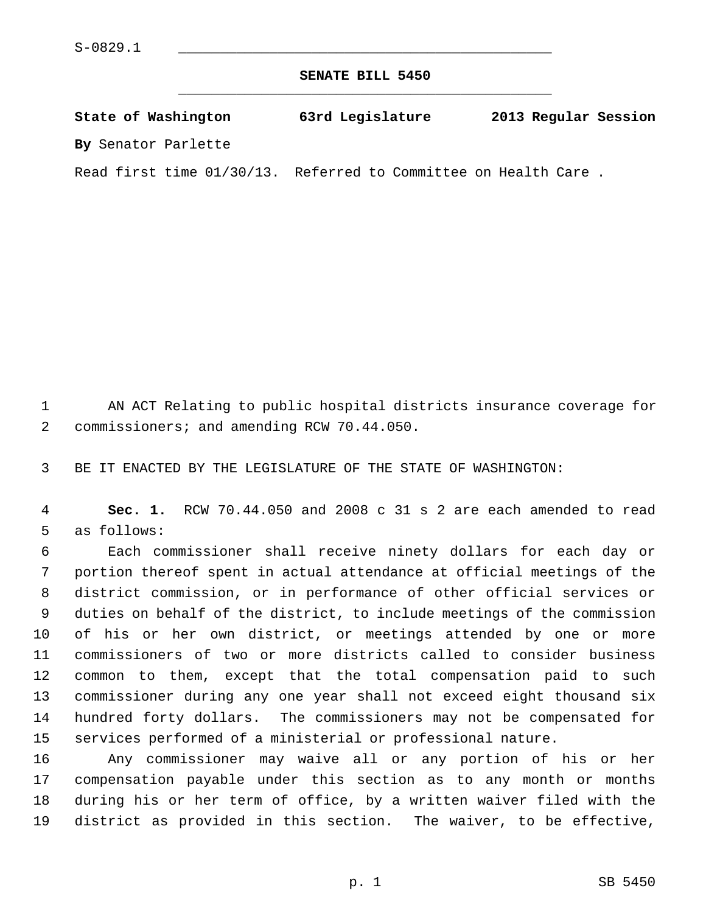S-0829.1

# SENATE BILL 5450

**State of Washington 63rd Legislature 2013 Regular Session**

**By** Senator Parlette

Read first time 01/30/13. Referred to Committee on Health Care .

AN ACT Relating to public hospital districts insurance coverage for commissioners; and amending RCW 70.44.050.

BE IT ENACTED BY THE LEGISLATURE OF THE STATE OF WASHINGTON:

**Sec. 1.** RCW 70.44.050 and 2008 c 31 s 2 are each amended to read as follows:

Each commissioner shall receive ninety dollars for each day or portion thereof spent in actual attendance at official meetings of the district commission, or in performance of other official services or duties on behalf of the district, to include meetings of the commission of his or her own district, or meetings attended by one or more commissioners of two or more districts called to consider business common to them, except that the total compensation paid to such commissioner during any one year shall not exceed eight thousand six hundred forty dollars. The commissioners may not be compensated for services performed of a ministerial or professional nature.

Any commissioner may waive all or any portion of his or her compensation payable under this section as to any month or months during his or her term of office, by a written waiver filed with the district as provided in this section. The waiver, to be effective,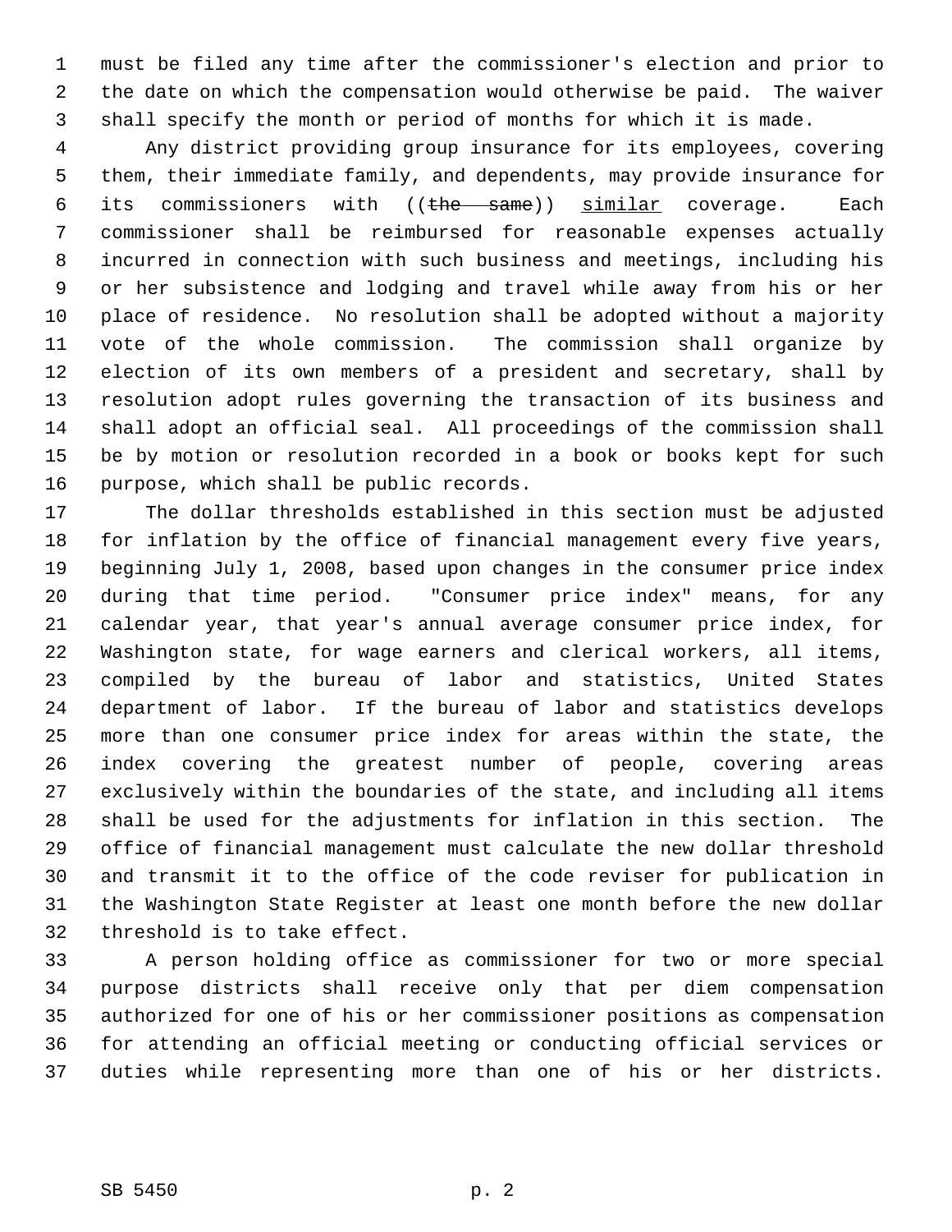must be filed any time after the commissioner's election and prior to the date on which the compensation would otherwise be paid. The waiver shall specify the month or period of months for which it is made.

Any district providing group insurance for its employees, covering them, their immediate family, and dependents, may provide insurance for its commissioners with ((~~the same~~)) <u>similar</u> coverage. Each commissioner shall be reimbursed for reasonable expenses actually incurred in connection with such business and meetings, including his or her subsistence and lodging and travel while away from his or her place of residence. No resolution shall be adopted without a majority vote of the whole commission. The commission shall organize by election of its own members of a president and secretary, shall by resolution adopt rules governing the transaction of its business and shall adopt an official seal. All proceedings of the commission shall be by motion or resolution recorded in a book or books kept for such purpose, which shall be public records.

The dollar thresholds established in this section must be adjusted for inflation by the office of financial management every five years, beginning July 1, 2008, based upon changes in the consumer price index during that time period. "Consumer price index" means, for any calendar year, that year's annual average consumer price index, for Washington state, for wage earners and clerical workers, all items, compiled by the bureau of labor and statistics, United States department of labor. If the bureau of labor and statistics develops more than one consumer price index for areas within the state, the index covering the greatest number of people, covering areas exclusively within the boundaries of the state, and including all items shall be used for the adjustments for inflation in this section. The office of financial management must calculate the new dollar threshold and transmit it to the office of the code reviser for publication in the Washington State Register at least one month before the new dollar threshold is to take effect.

A person holding office as commissioner for two or more special purpose districts shall receive only that per diem compensation authorized for one of his or her commissioner positions as compensation for attending an official meeting or conducting official services or duties while representing more than one of his or her districts.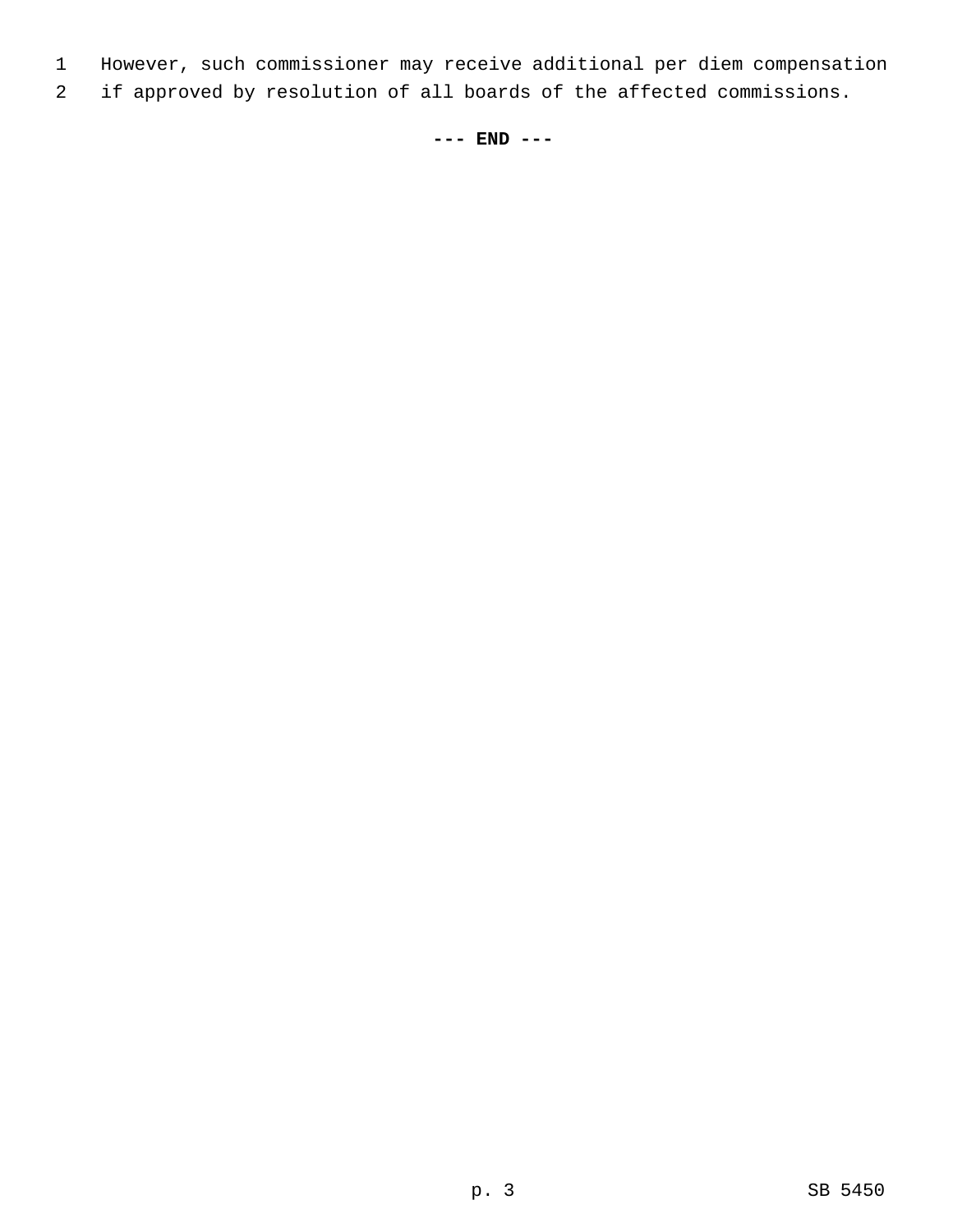However, such commissioner may receive additional per diem compensation if approved by resolution of all boards of the affected commissions.

**--- END ---**